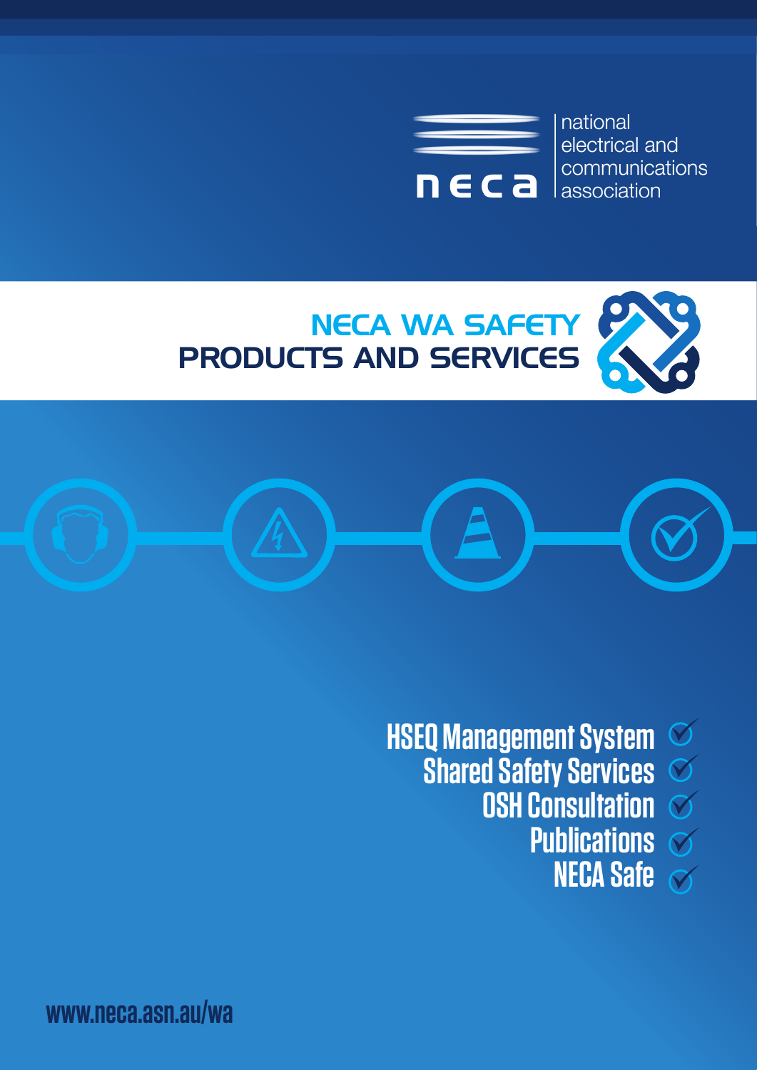neca

national electrical and communications association

# NECA WA SAFETY PRODUCTS AND SERVICES

- HSEQ Management System
- Shared Safety Services
- OSH Consultation
- Publications
- NECA Safe

www.neca.asn.au/wa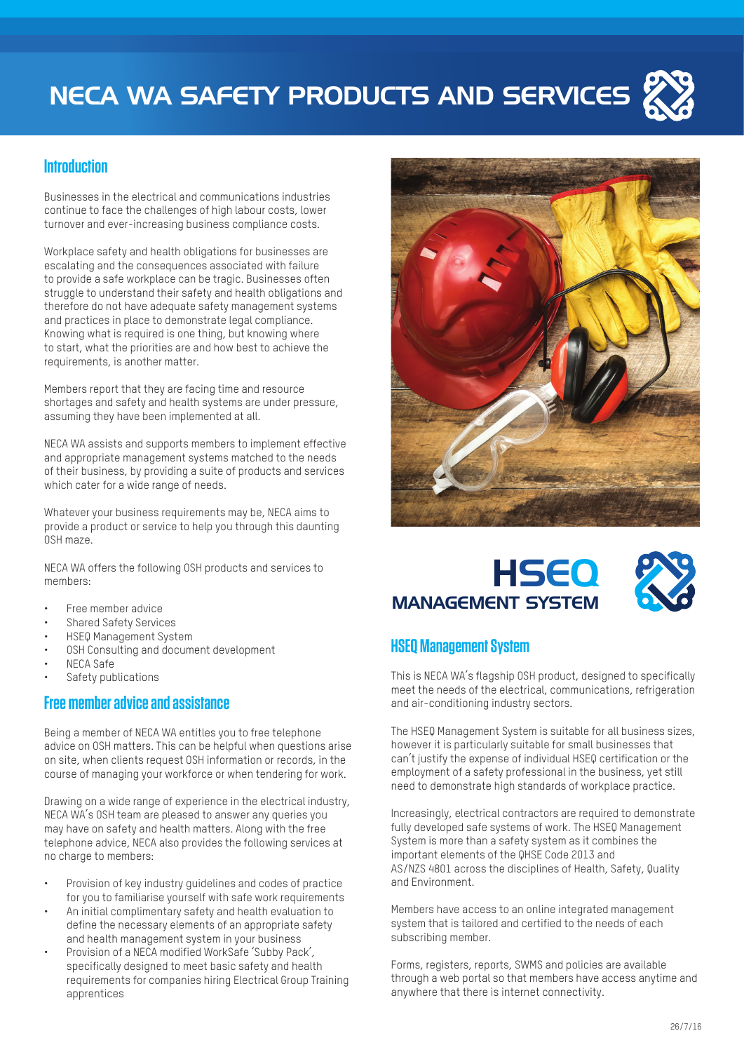# NECA WA SAFETY PRODUCTS AND SERVICES

## Introduction

Businesses in the electrical and communications industries continue to face the challenges of high labour costs, lower turnover and ever-increasing business compliance costs.

Workplace safety and health obligations for businesses are escalating and the consequences associated with failure to provide a safe workplace can be tragic. Businesses often struggle to understand their safety and health obligations and therefore do not have adequate safety management systems and practices in place to demonstrate legal compliance. Knowing what is required is one thing, but knowing where to start, what the priorities are and how best to achieve the requirements, is another matter.

Members report that they are facing time and resource shortages and safety and health systems are under pressure, assuming they have been implemented at all.

NECA WA assists and supports members to implement effective and appropriate management systems matched to the needs of their business, by providing a suite of products and services which cater for a wide range of needs.

Whatever your business requirements may be, NECA aims to provide a product or service to help you through this daunting OSH maze.

NECA WA offers the following OSH products and services to members:

- Free member advice
- Shared Safety Services
- HSEQ Management System
- OSH Consulting and document development
- NECA Safe
- Safety publications

## Free member advice and assistance

Being a member of NECA WA entitles you to free telephone advice on OSH matters. This can be helpful when questions arise on site, when clients request OSH information or records, in the course of managing your workforce or when tendering for work.

Drawing on a wide range of experience in the electrical industry, NECA WA's OSH team are pleased to answer any queries you may have on safety and health matters. Along with the free telephone advice, NECA also provides the following services at no charge to members:

- Provision of key industry guidelines and codes of practice for you to familiarise yourself with safe work requirements
- An initial complimentary safety and health evaluation to define the necessary elements of an appropriate safety and health management system in your business
- Provision of a NECA modified WorkSafe 'Subby Pack', specifically designed to meet basic safety and health requirements for companies hiring Electrical Group Training apprentices

**HSEQ MANAGEMENT SYSTEM**

## HSEQ Management System

This is NECA WA's flagship OSH product, designed to specifically meet the needs of the electrical, communications, refrigeration and air-conditioning industry sectors.

The HSEQ Management System is suitable for all business sizes, however it is particularly suitable for small businesses that can't justify the expense of individual HSEQ certification or the employment of a safety professional in the business, yet still need to demonstrate high standards of workplace practice.

Increasingly, electrical contractors are required to demonstrate fully developed safe systems of work. The HSEQ Management System is more than a safety system as it combines the important elements of the QHSE Code 2013 and AS/NZS 4801 across the disciplines of Health, Safety, Quality and Environment.

Members have access to an online integrated management system that is tailored and certified to the needs of each subscribing member.

Forms, registers, reports, SWMS and policies are available through a web portal so that members have access anytime and anywhere that there is internet connectivity.

26/7/16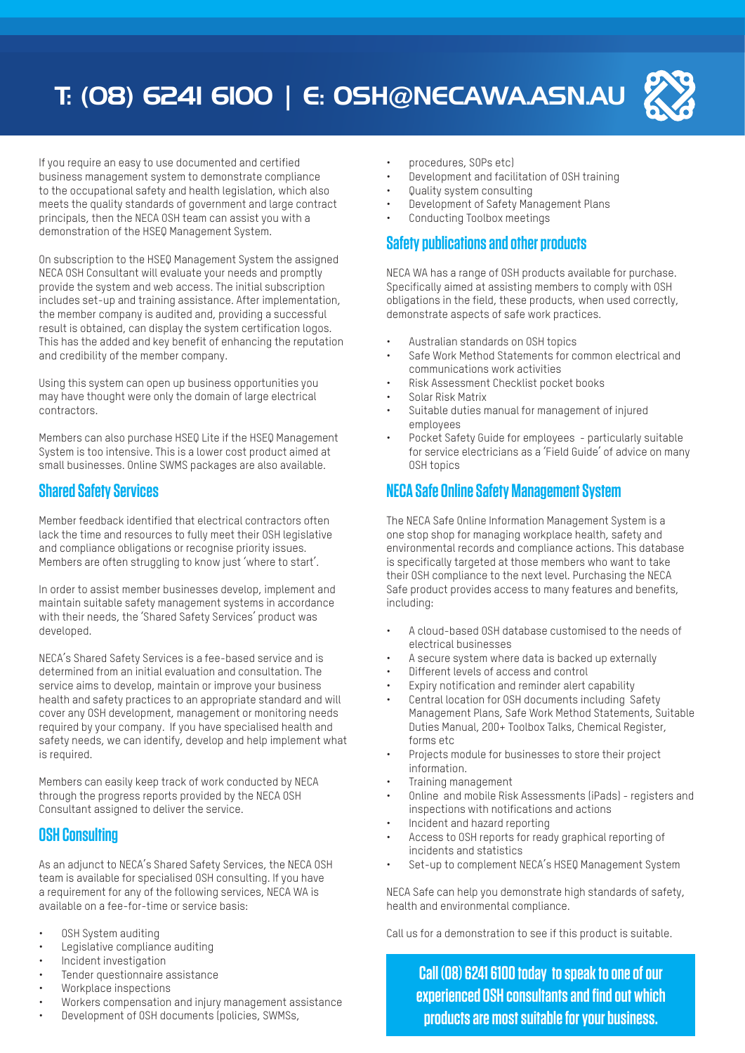# T: (08) 6241 6100 | E: OSH@NECAWA.ASN.AU

If you require an easy to use documented and certified business management system to demonstrate compliance to the occupational safety and health legislation, which also meets the quality standards of government and large contract principals, then the NECA OSH team can assist you with a demonstration of the HSEQ Management System.

On subscription to the HSEQ Management System the assigned NECA OSH Consultant will evaluate your needs and promptly provide the system and web access. The initial subscription includes set-up and training assistance. After implementation, the member company is audited and, providing a successful result is obtained, can display the system certification logos. This has the added and key benefit of enhancing the reputation and credibility of the member company.

Using this system can open up business opportunities you may have thought were only the domain of large electrical contractors.

Members can also purchase HSEQ Lite if the HSEQ Management System is too intensive. This is a lower cost product aimed at small businesses. Online SWMS packages are also available.

## Shared Safety Services

Member feedback identified that electrical contractors often lack the time and resources to fully meet their OSH legislative and compliance obligations or recognise priority issues. Members are often struggling to know just 'where to start'.

In order to assist member businesses develop, implement and maintain suitable safety management systems in accordance with their needs, the 'Shared Safety Services' product was developed.

NECA's Shared Safety Services is a fee-based service and is determined from an initial evaluation and consultation. The service aims to develop, maintain or improve your business health and safety practices to an appropriate standard and will cover any OSH development, management or monitoring needs required by your company. If you have specialised health and safety needs, we can identify, develop and help implement what is required.

Members can easily keep track of work conducted by NECA through the progress reports provided by the NECA OSH Consultant assigned to deliver the service.

## OSH Consulting

As an adjunct to NECA's Shared Safety Services, the NECA OSH team is available for specialised OSH consulting. If you have a requirement for any of the following services, NECA WA is available on a fee-for-time or service basis:

- OSH System auditing
- Legislative compliance auditing
- Incident investigation
- Tender questionnaire assistance
- Workplace inspections
- Workers compensation and injury management assistance
- Development of OSH documents (policies, SWMSs, procedures, SOPs etc)
- Development and facilitation of OSH training
- Quality system consulting
- Development of Safety Management Plans
- Conducting Toolbox meetings

## Safety publications and other products

NECA WA has a range of OSH products available for purchase. Specifically aimed at assisting members to comply with OSH obligations in the field, these products, when used correctly, demonstrate aspects of safe work practices.

- Australian standards on OSH topics
- Safe Work Method Statements for common electrical and communications work activities
- Risk Assessment Checklist pocket books
- Solar Risk Matrix
- Suitable duties manual for management of injured employees
- Pocket Safety Guide for employees - particularly suitable for service electricians as a 'Field Guide' of advice on many OSH topics

## NECA Safe Online Safety Management System

The NECA Safe Online Information Management System is a one stop shop for managing workplace health, safety and environmental records and compliance actions. This database is specifically targeted at those members who want to take their OSH compliance to the next level. Purchasing the NECA Safe product provides access to many features and benefits, including:

- A cloud-based OSH database customised to the needs of electrical businesses
- A secure system where data is backed up externally
- Different levels of access and control
- Expiry notification and reminder alert capability
- Central location for OSH documents including Safety Management Plans, Safe Work Method Statements, Suitable Duties Manual, 200+ Toolbox Talks, Chemical Register, forms etc
- Projects module for businesses to store their project information.
- Training management
- Online and mobile Risk Assessments (iPads) - registers and inspections with notifications and actions
- Incident and hazard reporting
- Access to OSH reports for ready graphical reporting of incidents and statistics
- Set-up to complement NECA's HSEQ Management System

NECA Safe can help you demonstrate high standards of safety, health and environmental compliance.

Call us for a demonstration to see if this product is suitable.

**Call (08) 6241 6100 today to speak to one of our experienced OSH consultants and find out which products are most suitable for your business.**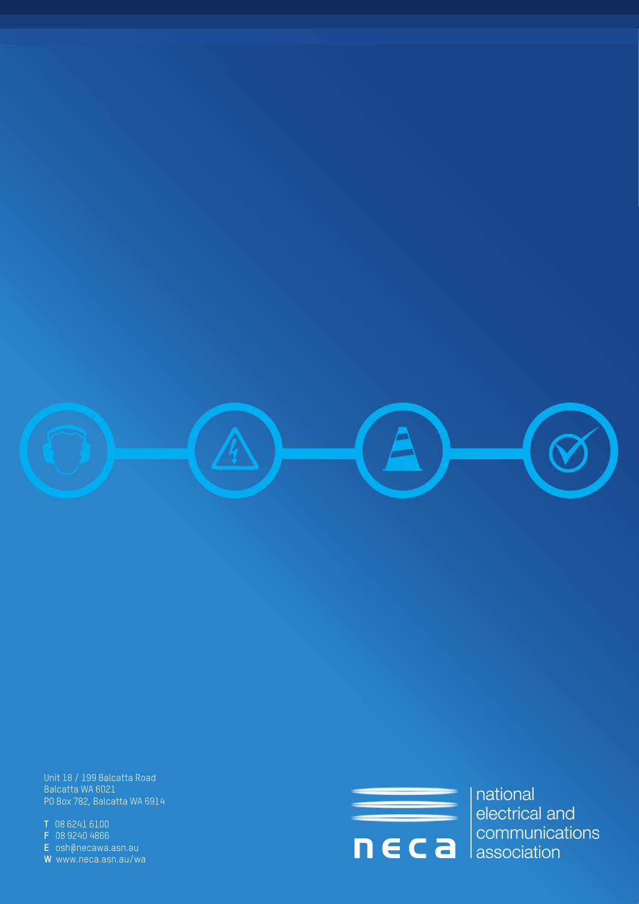Unit 18 / 199 Balcatta Road
Balcatta WA 6021
PO Box 782, Balcatta WA 6914

**T** 08 6241 6100
**F** 08 9240 4866
**E** osh@necawa.asn.au
**W** www.neca.asn.au/wa

neca | national electrical and communications association